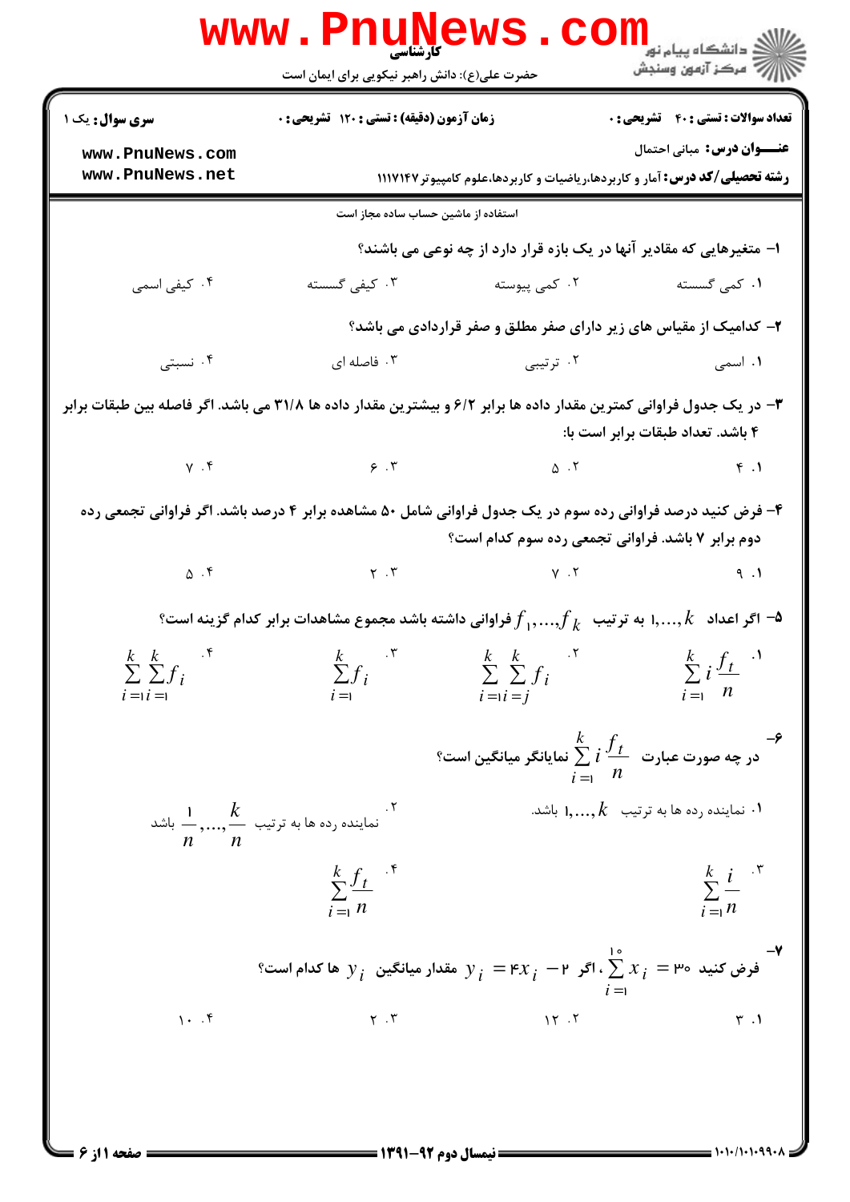کارشناسی

حضرت علی(ع): دانش راهبر نیکویی برای ایمان است

دانشگاه پیام نور
مرکز آزمون وسنجش

**سری سوال:** یک ۱ | **زمان آزمون (دقیقه) : تستی : ۱۲۰ تشریحی : ۰** | **تعداد سوالات : تستی : ۴۰ تشریحی : ۰**

**عنـــوان درس:** مبانی احتمال

**رشته تحصیلی/کد درس:** آمار و کاربردها،ریاضیات و کاربردها،علوم کامپیوتر ۱۱۱۷۱۴۷

استفاده از ماشین حساب ساده مجاز است

**۱- متغیرهایی که مقادیر آنها در یک بازه قرار دارد از چه نوعی می باشند؟**

۱. کمی گسسته &nbsp;&nbsp; ۲. کمی پیوسته &nbsp;&nbsp; ۳. کیفی گسسته &nbsp;&nbsp; ۴. کیفی اسمی

**۲- کدامیک از مقیاس های زیر دارای صفر مطلق و صفر قراردادی می باشد؟**

۱. اسمی &nbsp;&nbsp; ۲. ترتیبی &nbsp;&nbsp; ۳. فاصله ای &nbsp;&nbsp; ۴. نسبتی

**۳- در یک جدول فراوانی کمترین مقدار داده ها برابر ۶/۲ و بیشترین مقدار داده ها ۳۱/۸ می باشد. اگر فاصله بین طبقات برابر ۴ باشد. تعداد طبقات برابر است با:**

۱. ۴ &nbsp;&nbsp; ۲. ۵ &nbsp;&nbsp; ۳. ۶ &nbsp;&nbsp; ۴. ۷

**۴- فرض کنید درصد فراوانی رده سوم در یک جدول فراوانی شامل ۵۰ مشاهده برابر ۴ درصد باشد. اگر فراوانی تجمعی رده دوم برابر ۷ باشد. فراوانی تجمعی رده سوم کدام است؟**

۱. ۹ &nbsp;&nbsp; ۲. ۷ &nbsp;&nbsp; ۳. ۲ &nbsp;&nbsp; ۴. ۵

**۵- اگر اعداد $1,\ldots,k$ به ترتیب $f_1,\ldots,f_k$ فراوانی داشته باشد مجموع مشاهدات برابر کدام گزینه است؟**

۱. $\sum_{i=1}^{k} i\frac{f_t}{n}$ &nbsp;&nbsp; ۲. $\sum_{i=1}^{k}\sum_{i=j}^{k} f_i$ &nbsp;&nbsp; ۳. $\sum_{i=1}^{k} f_i$ &nbsp;&nbsp; ۴. $\sum_{i=1}^{k}\sum_{i=1}^{k} f_i$

**۶- در چه صورت عبارت $\sum_{i=1}^{k} i\frac{f_t}{n}$ نمایانگر میانگین است؟**

۱. نماینده رده ها به ترتیب $1,\ldots,k$ باشد.

۲. نماینده رده ها به ترتیب $\frac{1}{n},\ldots,\frac{k}{n}$ باشد

۳. $\sum_{i=1}^{k}\frac{i}{n}$

۴. $\sum_{i=1}^{k}\frac{f_t}{n}$

**۷- فرض کنید $\sum_{i=1}^{10} x_i = 30$، اگر $y_i = 4x_i - 2$ مقدار میانگین $y_i$ ها کدام است؟**

۱. ۳ &nbsp;&nbsp; ۲. ۱۲ &nbsp;&nbsp; ۳. ۲ &nbsp;&nbsp; ۴. ۱۰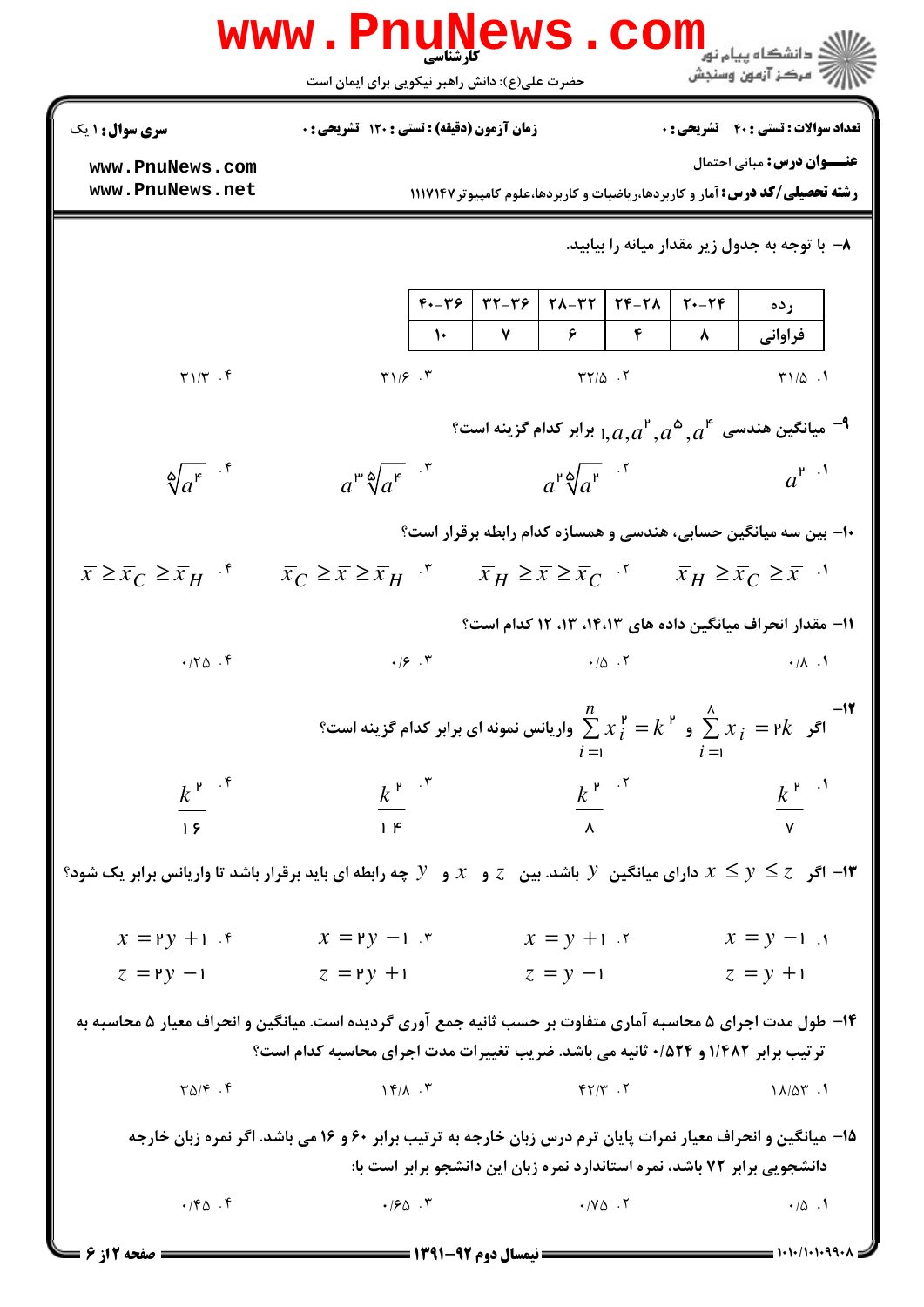کارشناسی

حضرت علی(ع): دانش راهبر نیکویی برای ایمان است

**سری سوال:** ۱ یک | **زمان آزمون (دقیقه) : تستی :** ۱۲۰ **تشریحی :** ۰ | **تعداد سوالات : تستی :** ۴۰ **تشریحی :** ۰

**عنـــوان درس:** مبانی احتمال

**رشته تحصیلی/کد درس:** آمار و کاربردها،ریاضیات و کاربردها،علوم کامپیوتر ۱۱۱۷۱۴۷

۸- با توجه به جدول زیر مقدار میانه را بیابید.

| رده | ۲۰-۲۴ | ۲۴-۲۸ | ۲۸-۳۲ | ۳۲-۳۶ | ۴۰-۳۶ |
|---|---|---|---|---|---|
| فراوانی | ۸ | ۴ | ۶ | ۷ | ۱۰ |

۱. ۳۱/۵ ۲. ۳۲/۵ ۳. ۳۱/۶ ۴. ۳۱/۳

۹- میانگین هندسی $1, a, a^2, a^5, a^4$ برابر کدام گزینه است؟

۱. $a^2$ ۲. $a^2\sqrt[5]{a^2}$ ۳. $a^3\sqrt[5]{a^4}$ ۴. $\sqrt[5]{a^4}$

۱۰- بین سه میانگین حسابی، هندسی و همسازه کدام رابطه برقرار است؟

۱. $\bar{x}_H \geq \bar{x}_C \geq \bar{x}$ ۲. $\bar{x}_H \geq \bar{x} \geq \bar{x}_C$ ۳. $\bar{x}_C \geq \bar{x} \geq \bar{x}_H$ ۴. $\bar{x} \geq \bar{x}_C \geq \bar{x}_H$

۱۱- مقدار انحراف میانگین داده های ۱۴،۱۳، ۱۳، ۱۲ کدام است؟

۱. ۰/۸ ۲. ۰/۵ ۳. ۰/۶ ۴. ۰/۲۵

۱۲- اگر $\sum_{i=1}^{\wedge} x_i = 2k$ و $\sum_{i=1}^{n} x_i^2 = k^2$ واریانس نمونه ای برابر کدام گزینه است؟

۱. $\frac{k^2}{7}$ ۲. $\frac{k^2}{8}$ ۳. $\frac{k^2}{14}$ ۴. $\frac{k^2}{16}$

۱۳- اگر $x \leq y \leq z$ دارای میانگین $y$ باشد. بین $z$ و $x$ و $y$ چه رابطه ای باید برقرار باشد تا واریانس برابر یک شود؟

۱. $x = y - 1$ ، $z = y + 1$
۲. $x = y + 1$ ، $z = y - 1$
۳. $x = 2y - 1$ ، $z = 2y + 1$
۴. $x = 2y + 1$ ، $z = 2y - 1$

۱۴- طول مدت اجرای ۵ محاسبه آماری متفاوت بر حسب ثانیه جمع آوری گردیده است. میانگین و انحراف معیار ۵ محاسبه به ترتیب برابر ۱/۴۸۲ و ۰/۵۲۴ ثانیه می باشد. ضریب تغییرات مدت اجرای محاسبه کدام است؟

۱. ۱۸/۵۳ ۲. ۴۲/۳ ۳. ۱۴/۸ ۴. ۳۵/۴

۱۵- میانگین و انحراف معیار نمرات پایان ترم درس زبان خارجه به ترتیب برابر ۶۰ و ۱۶ می باشد. اگر نمره زبان خارجه دانشجویی برابر ۷۲ باشد، نمره استاندارد نمره زبان این دانشجو برابر است با:

۱. ۰/۵ ۲. ۰/۷۵ ۳. ۰/۶۵ ۴. ۰/۴۵

نیمسال دوم ۹۲-۱۳۹۱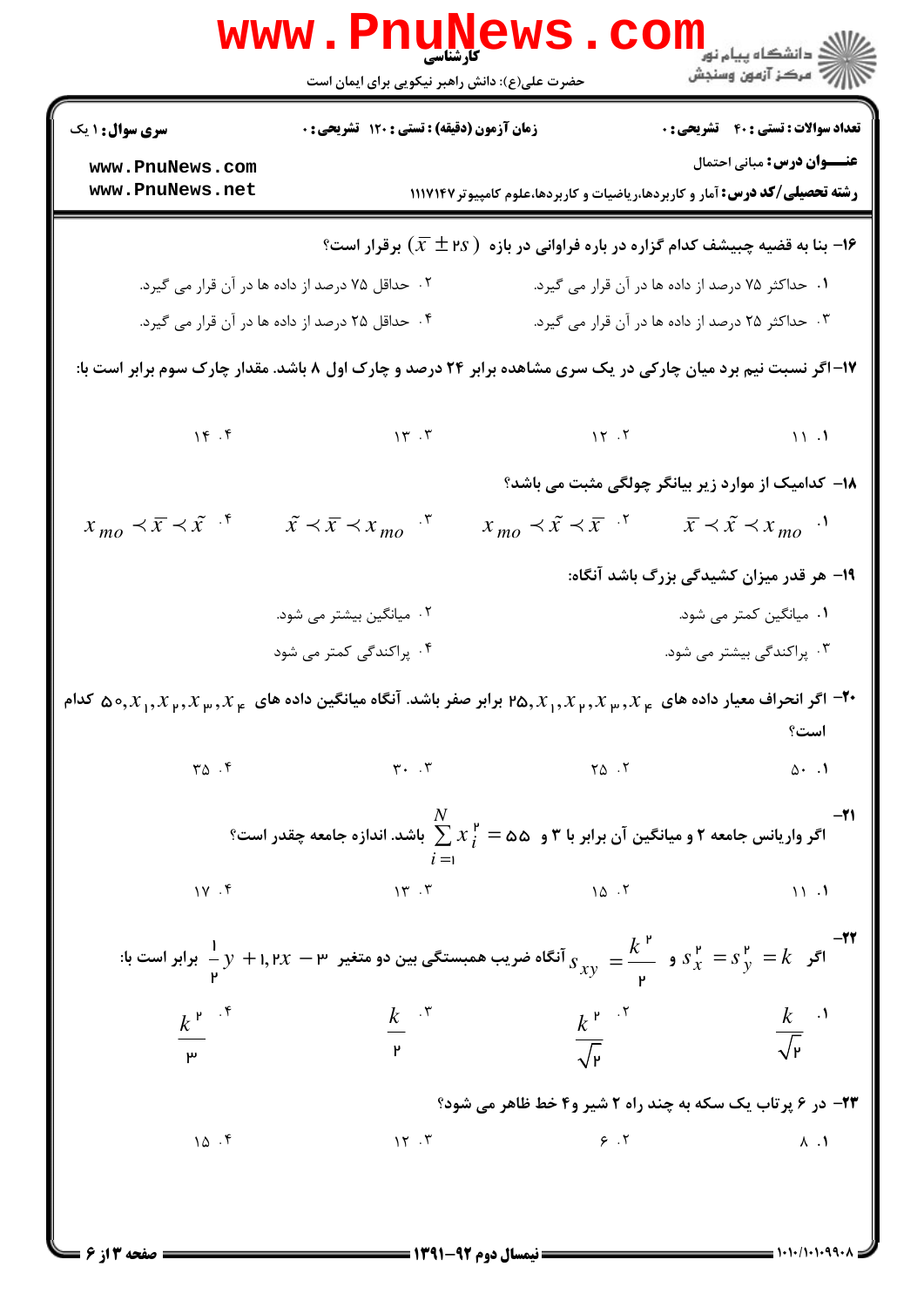۱۶- بنا به قضیه چبیشف کدام گزاره در باره فراوانی در بازه $(\bar{x} \pm 2s)$ برقرار است؟

۱. حداکثر ۷۵ درصد از داده ها در آن قرار می گیرد.

۲. حداقل ۷۵ درصد از داده ها در آن قرار می گیرد.

۳. حداکثر ۲۵ درصد از داده ها در آن قرار می گیرد.

۴. حداقل ۲۵ درصد از داده ها در آن قرار می گیرد.

۱۷- اگر نسبت نیم برد میان چارکی در یک سری مشاهده برابر ۲۴ درصد و چارک اول ۸ باشد. مقدار چارک سوم برابر است با:

۱. ۱۱

۲. ۱۲

۳. ۱۳

۴. ۱۴

۱۸- کدامیک از موارد زیر بیانگر چولگی مثبت می باشد؟

۱. $\bar{x} \prec \tilde{x} \prec x_{mo}$

۲. $x_{mo} \prec \tilde{x} \prec \bar{x}$

۳. $\tilde{x} \prec \bar{x} \prec x_{mo}$

۴. $x_{mo} \prec \bar{x} \prec \tilde{x}$

۱۹- هر قدر میزان کشیدگی بزرگ باشد آنگاه:

۱. میانگین کمتر می شود.

۲. میانگین بیشتر می شود.

۳. پراکندگی بیشتر می شود.

۴. پراکندگی کمتر می شود

۲۰- اگر انحراف معیار داده های $x_4, x_3, x_2, x_1, 25$ برابر صفر باشد. آنگاه میانگین داده های $x_4, x_3, x_2, x_1, 50$ کدام است؟

۱. ۵۰

۲. ۲۵

۳. ۳۰

۴. ۳۵

۲۱- اگر واریانس جامعه ۲ و میانگین آن برابر با ۳ و $\sum_{i=1}^{N} x_i^2 = 55$ باشد. اندازه جامعه چقدر است؟

۱. ۱۱

۲. ۱۵

۳. ۱۳

۴. ۱۷

۲۲- اگر $s_x^2 = s_y^2 = k$ و $s_{xy} = \frac{k^2}{2}$ آنگاه ضریب همبستگی بین دو متغیر $3 - 1.2x + \frac{1}{2}y$ برابر است با:

۱. $\frac{k}{\sqrt{2}}$

۲. $\frac{k^2}{\sqrt{2}}$

۳. $\frac{k}{2}$

۴. $\frac{k^2}{3}$

۲۳- در ۶ پرتاب یک سکه به چند راه ۲ شیر و ۴ خط ظاهر می شود؟

۱. ۸

۲. ۶

۳. ۱۲

۴. ۱۵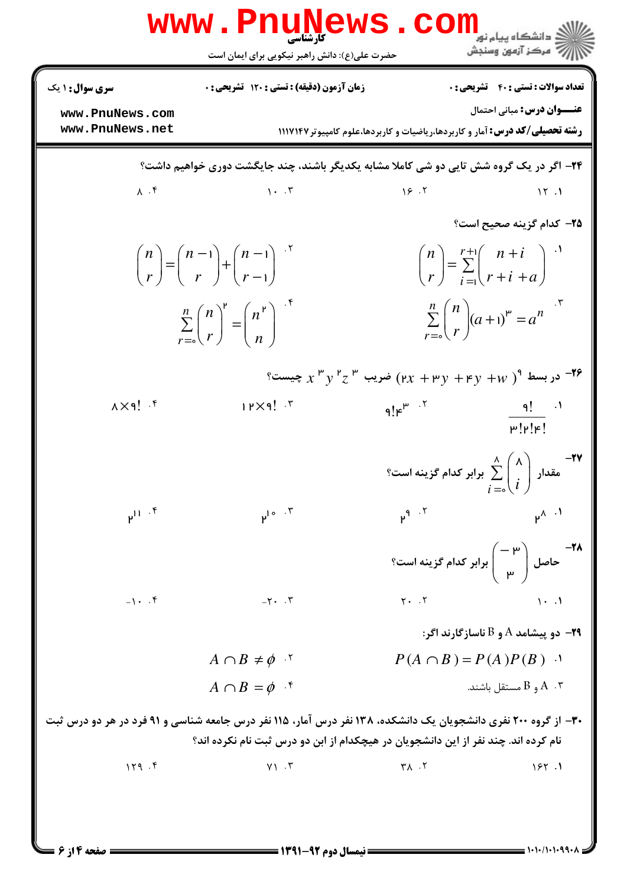۲۴- اگر در یک گروه شش تایی دو شی کاملا مشابه یکدیگر باشند، چند جایگشت دوری خواهیم داشت؟

۱. ۱۲  ۲. ۱۶  ۳. ۱۰  ۴. ۸

۲۵- کدام گزینه صحیح است؟

۱. $\binom{n}{r} = \sum_{i=1}^{r+1} \binom{n+i}{r+i+a}$

۲. $\binom{n}{r} = \binom{n-1}{r} + \binom{n-1}{r-1}$

۳. $\sum_{r=0}^{n} \binom{n}{r} (a+1)^{r} = a^n$

۴. $\sum_{r=0}^{n} \binom{n}{r}^2 = \binom{n^2}{n}$

۲۶- در بسط $(2x+3y+4y+w)^9$ ضریب $x^3y^2z^3$ چیست؟

۱. $\frac{9!}{3!2!4!}$  ۲. $9!4^3$  ۳. $12\times 9!$  ۴. $8\times 9!$

۲۷- مقدار $\sum_{i=0}^{8} \binom{8}{i}$ برابر کدام گزینه است؟

۱. $2^8$  ۲. $2^9$  ۳. $2^{10}$  ۴. $2^{11}$

۲۸- حاصل $\binom{-3}{3}$ برابر کدام گزینه است؟

۱. ۱۰  ۲. ۲۰  ۳. ۲۰-  ۴. ۱۰-

۲۹- دو پیشامد A و B ناسازگارند اگر:

۱. $P(A\cap B) = P(A)P(B)$

۲. $A\cap B \neq \phi$

۳. A و B مستقل باشند.

۴. $A\cap B = \phi$

۳۰- از گروه ۲۰۰ نفری دانشجویان یک دانشکده، ۱۳۸ نفر درس آمار، ۱۱۵ نفر درس جامعه شناسی و ۹۱ فرد در هر دو درس ثبت نام کرده اند. چند نفر از این دانشجویان در هیچکدام از این دو درس ثبت نام نکرده اند؟

۱. ۱۶۲  ۲. ۳۸  ۳. ۷۱  ۴. ۱۲۹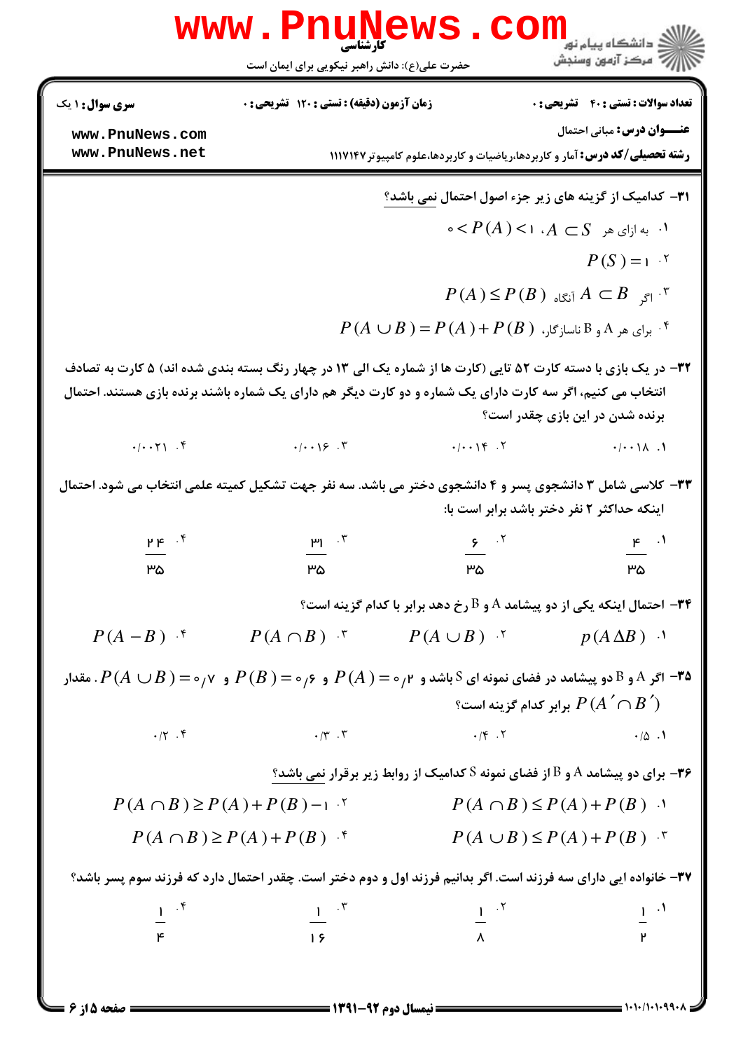۳۱- کدامیک از گزینه های زیر جزء اصول احتمال نمی باشد؟

۱. به ازای هر $A \subset S$ ، $0 < P(A) < 1$

۲. $P(S) = 1$

۳. اگر $A \subset B$ آنگاه $P(A) \leq P(B)$

۴. برای هر A و B ناسازگار، $P(A \cup B) = P(A) + P(B)$

۳۲- در یک بازی با دسته کارت ۵۲ تایی (کارت ها از شماره یک الی ۱۳ در چهار رنگ بسته بندی شده اند) ۵ کارت به تصادف انتخاب می کنیم، اگر سه کارت دارای یک شماره و دو کارت دیگر هم دارای یک شماره باشند برنده بازی هستند. احتمال برنده شدن در این بازی چقدر است؟

۱. ۰/۰۰۱۸ &nbsp;&nbsp; ۲. ۰/۰۰۱۴ &nbsp;&nbsp; ۳. ۰/۰۰۱۶ &nbsp;&nbsp; ۴. ۰/۰۰۲۱

۳۳- کلاسی شامل ۳ دانشجوی پسر و ۴ دانشجوی دختر می باشد. سه نفر جهت تشکیل کمیته علمی انتخاب می شود. احتمال اینکه حداکثر ۲ نفر دختر باشد برابر است با:

۱. $\frac{4}{35}$ &nbsp;&nbsp; ۲. $\frac{6}{35}$ &nbsp;&nbsp; ۳. $\frac{31}{35}$ &nbsp;&nbsp; ۴. $\frac{24}{35}$

۳۴- احتمال اینکه یکی از دو پیشامد A و B رخ دهد برابر با کدام گزینه است؟

۱. $p(A \Delta B)$ &nbsp;&nbsp; ۲. $P(A \cup B)$ &nbsp;&nbsp; ۳. $P(A \cap B)$ &nbsp;&nbsp; ۴. $P(A - B)$

۳۵- اگر A و B دو پیشامد در فضای نمونه ای S باشد و $P(A) = 0/2$ و $P(B) = 0/6$ و $P(A \cup B) = 0/7$. مقدار $P(A' \cap B')$ برابر کدام گزینه است؟

۱. ۰/۵ &nbsp;&nbsp; ۲. ۰/۴ &nbsp;&nbsp; ۳. ۰/۳ &nbsp;&nbsp; ۴. ۰/۲

۳۶- برای دو پیشامد A و B از فضای نمونه S کدامیک از روابط زیر برقرار نمی باشد؟

۱. $P(A \cap B) \leq P(A) + P(B)$

۲. $P(A \cap B) \geq P(A) + P(B) - 1$

۳. $P(A \cup B) \leq P(A) + P(B)$

۴. $P(A \cap B) \geq P(A) + P(B)$

۳۷- خانواده ایی دارای سه فرزند است. اگر بدانیم فرزند اول و دوم دختر است. چقدر احتمال دارد که فرزند سوم پسر باشد؟

۱. $\frac{1}{2}$ &nbsp;&nbsp; ۲. $\frac{1}{8}$ &nbsp;&nbsp; ۳. $\frac{1}{16}$ &nbsp;&nbsp; ۴. $\frac{1}{4}$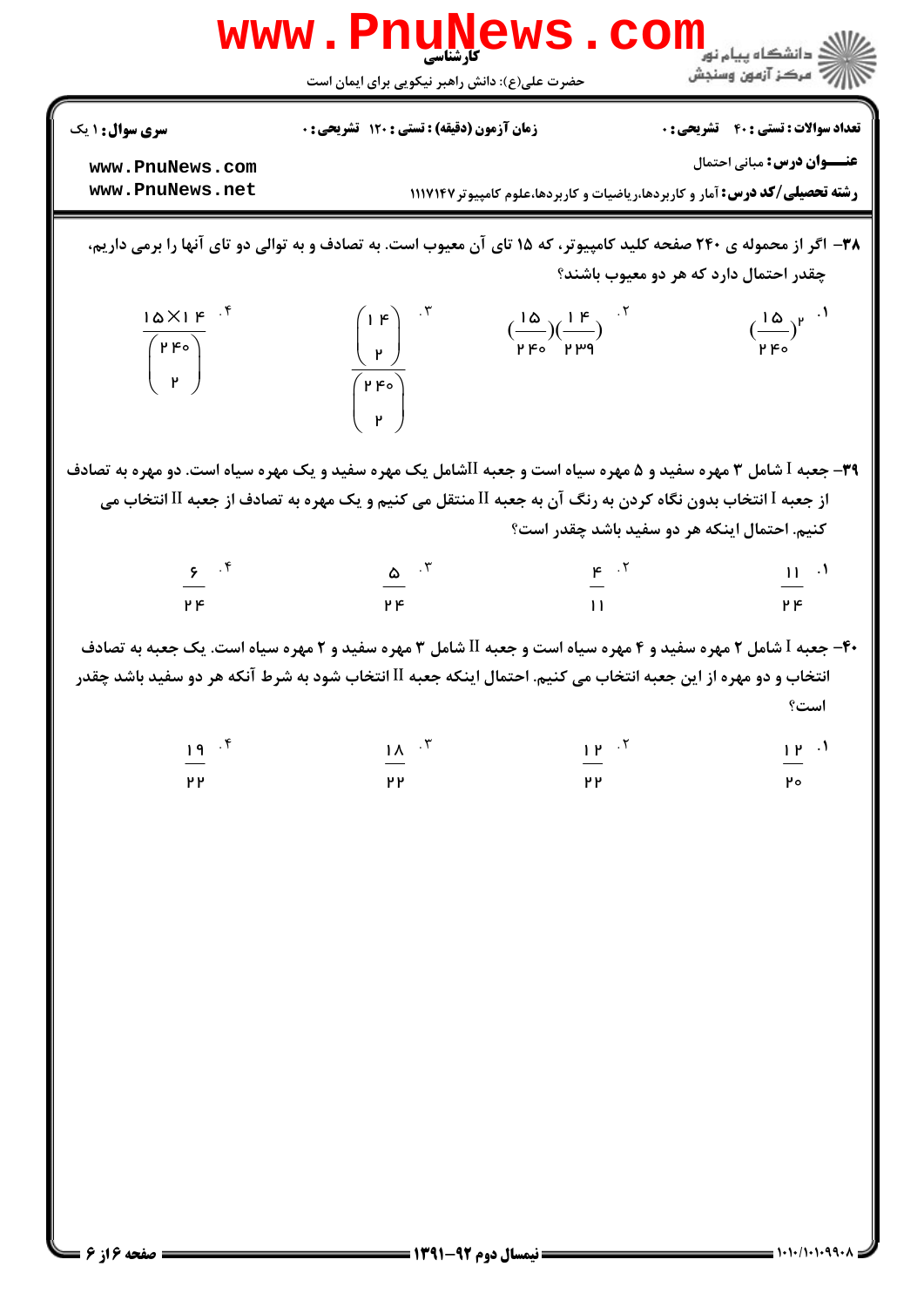**۳۸–** اگر از محموله ی ۲۴۰ صفحه کلید کامپیوتر، که ۱۵ تای آن معیوب است. به تصادف و به توالی دو تای آنها را برمی داریم، چقدر احتمال دارد که هر دو معیوب باشند؟

۱. $(\frac{15}{240})^2$

۲. $(\frac{15}{240})(\frac{14}{239})$

۳. $\frac{\binom{14}{2}}{\binom{240}{2}}$

۴. $\frac{15\times 14}{\binom{240}{2}}$

**۳۹–** جعبه I شامل ۳ مهره سفید و ۵ مهره سیاه است و جعبه IIشامل یک مهره سفید و یک مهره سیاه است. دو مهره به تصادف از جعبه I انتخاب بدون نگاه کردن به رنگ آن به جعبه II منتقل می کنیم و یک مهره به تصادف از جعبه II انتخاب می کنیم. احتمال اینکه هر دو سفید باشد چقدر است؟

۱. $\frac{11}{24}$

۲. $\frac{4}{11}$

۳. $\frac{5}{24}$

۴. $\frac{6}{24}$

**۴۰–** جعبه I شامل ۲ مهره سفید و ۴ مهره سیاه است و جعبه II شامل ۳ مهره سفید و ۲ مهره سیاه است. یک جعبه به تصادف انتخاب و دو مهره از این جعبه انتخاب می کنیم. احتمال اینکه جعبه II انتخاب شود به شرط آنکه هر دو سفید باشد چقدر است؟

۱. $\frac{12}{20}$

۲. $\frac{12}{22}$

۳. $\frac{18}{22}$

۴. $\frac{19}{22}$